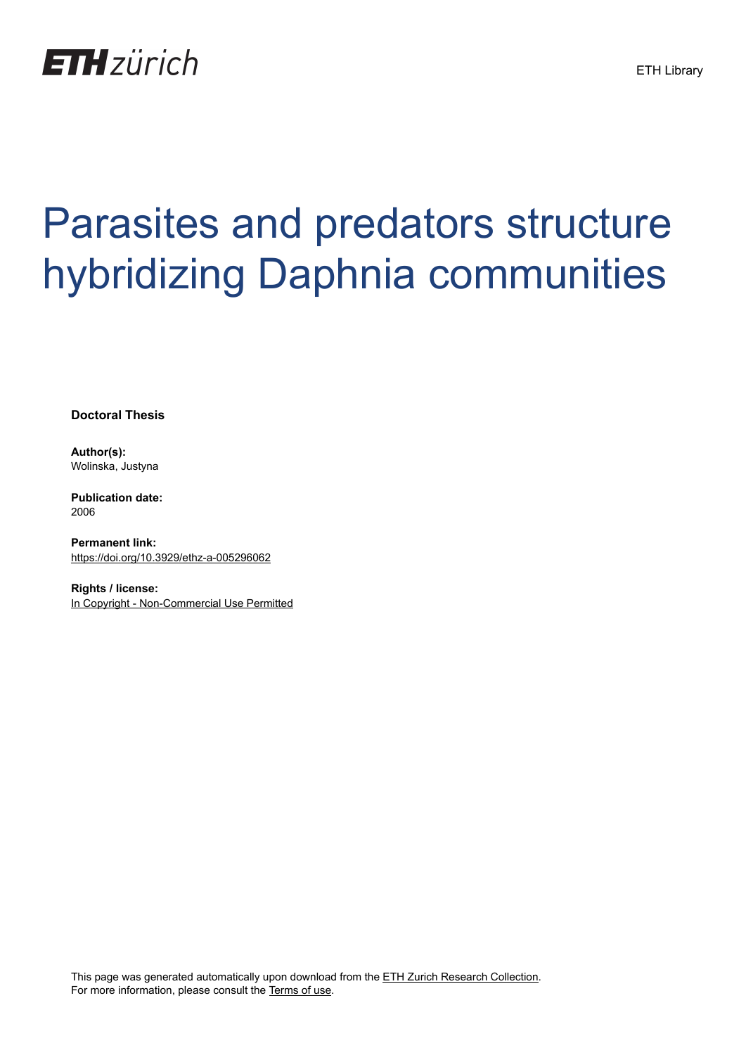ETH zürich

ETH Library

# Parasites and predators structure hybridizing Daphnia communities

**Doctoral Thesis**

**Author(s):**
Wolinska, Justyna

**Publication date:**
2006

**Permanent link:**
https://doi.org/10.3929/ethz-a-005296062

**Rights / license:**
In Copyright - Non-Commercial Use Permitted

This page was generated automatically upon download from the ETH Zurich Research Collection.
For more information, please consult the Terms of use.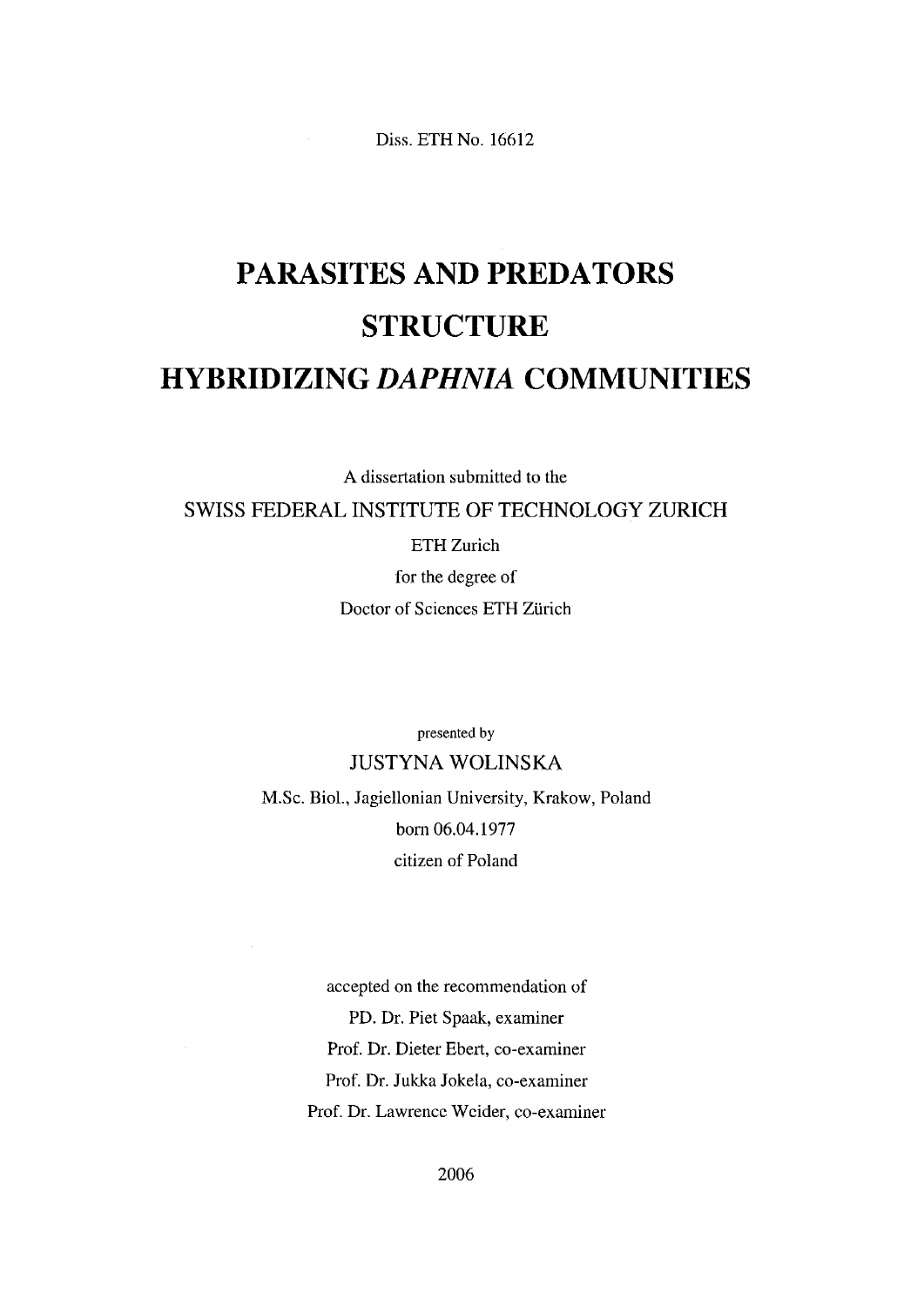Diss. ETH No. 16612

# PARASITES AND PREDATORS STRUCTURE HYBRIDIZING *DAPHNIA* COMMUNITIES

A dissertation submitted to the

SWISS FEDERAL INSTITUTE OF TECHNOLOGY ZURICH

ETH Zurich

for the degree of

Doctor of Sciences ETH Zürich

presented by

JUSTYNA WOLINSKA

M.Sc. Biol., Jagiellonian University, Krakow, Poland

born 06.04.1977

citizen of Poland

accepted on the recommendation of

PD. Dr. Piet Spaak, examiner

Prof. Dr. Dieter Ebert, co-examiner

Prof. Dr. Jukka Jokela, co-examiner

Prof. Dr. Lawrence Weider, co-examiner

2006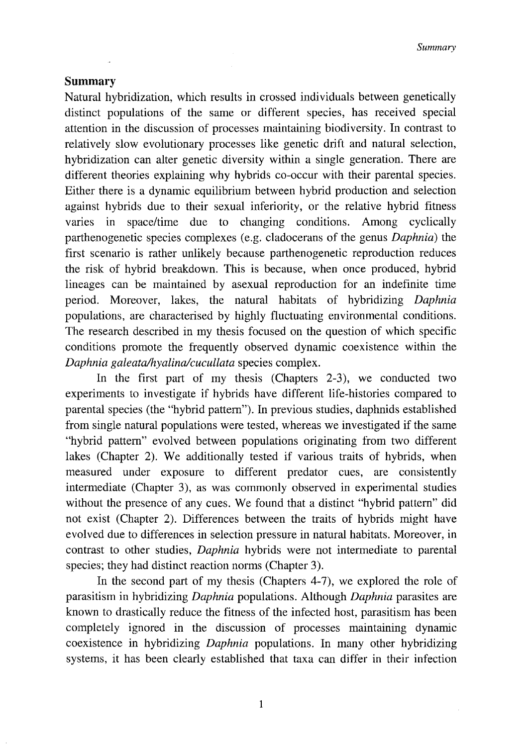## Summary

Natural hybridization, which results in crossed individuals between genetically distinct populations of the same or different species, has received special attention in the discussion of processes maintaining biodiversity. In contrast to relatively slow evolutionary processes like genetic drift and natural selection, hybridization can alter genetic diversity within a single generation. There are different theories explaining why hybrids co-occur with their parental species. Either there is a dynamic equilibrium between hybrid production and selection against hybrids due to their sexual inferiority, or the relative hybrid fitness varies in space/time due to changing conditions. Among cyclically parthenogenetic species complexes (e.g. cladocerans of the genus *Daphnia*) the first scenario is rather unlikely because parthenogenetic reproduction reduces the risk of hybrid breakdown. This is because, when once produced, hybrid lineages can be maintained by asexual reproduction for an indefinite time period. Moreover, lakes, the natural habitats of hybridizing *Daphnia* populations, are characterised by highly fluctuating environmental conditions. The research described in my thesis focused on the question of which specific conditions promote the frequently observed dynamic coexistence within the *Daphnia galeata/hyalina/cucullata* species complex.

In the first part of my thesis (Chapters 2-3), we conducted two experiments to investigate if hybrids have different life-histories compared to parental species (the "hybrid pattern"). In previous studies, daphnids established from single natural populations were tested, whereas we investigated if the same "hybrid pattern" evolved between populations originating from two different lakes (Chapter 2). We additionally tested if various traits of hybrids, when measured under exposure to different predator cues, are consistently intermediate (Chapter 3), as was commonly observed in experimental studies without the presence of any cues. We found that a distinct "hybrid pattern" did not exist (Chapter 2). Differences between the traits of hybrids might have evolved due to differences in selection pressure in natural habitats. Moreover, in contrast to other studies, *Daphnia* hybrids were not intermediate to parental species; they had distinct reaction norms (Chapter 3).

In the second part of my thesis (Chapters 4-7), we explored the role of parasitism in hybridizing *Daphnia* populations. Although *Daphnia* parasites are known to drastically reduce the fitness of the infected host, parasitism has been completely ignored in the discussion of processes maintaining dynamic coexistence in hybridizing *Daphnia* populations. In many other hybridizing systems, it has been clearly established that taxa can differ in their infection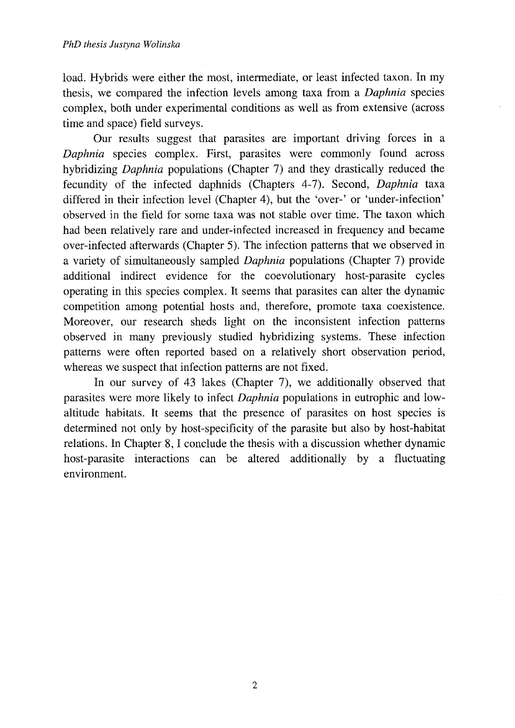load. Hybrids were either the most, intermediate, or least infected taxon. In my thesis, we compared the infection levels among taxa from a *Daphnia* species complex, both under experimental conditions as well as from extensive (across time and space) field surveys.

Our results suggest that parasites are important driving forces in a *Daphnia* species complex. First, parasites were commonly found across hybridizing *Daphnia* populations (Chapter 7) and they drastically reduced the fecundity of the infected daphnids (Chapters 4-7). Second, *Daphnia* taxa differed in their infection level (Chapter 4), but the 'over-' or 'under-infection' observed in the field for some taxa was not stable over time. The taxon which had been relatively rare and under-infected increased in frequency and became over-infected afterwards (Chapter 5). The infection patterns that we observed in a variety of simultaneously sampled *Daphnia* populations (Chapter 7) provide additional indirect evidence for the coevolutionary host-parasite cycles operating in this species complex. It seems that parasites can alter the dynamic competition among potential hosts and, therefore, promote taxa coexistence. Moreover, our research sheds light on the inconsistent infection patterns observed in many previously studied hybridizing systems. These infection patterns were often reported based on a relatively short observation period, whereas we suspect that infection patterns are not fixed.

In our survey of 43 lakes (Chapter 7), we additionally observed that parasites were more likely to infect *Daphnia* populations in eutrophic and low-altitude habitats. It seems that the presence of parasites on host species is determined not only by host-specificity of the parasite but also by host-habitat relations. In Chapter 8, I conclude the thesis with a discussion whether dynamic host-parasite interactions can be altered additionally by a fluctuating environment.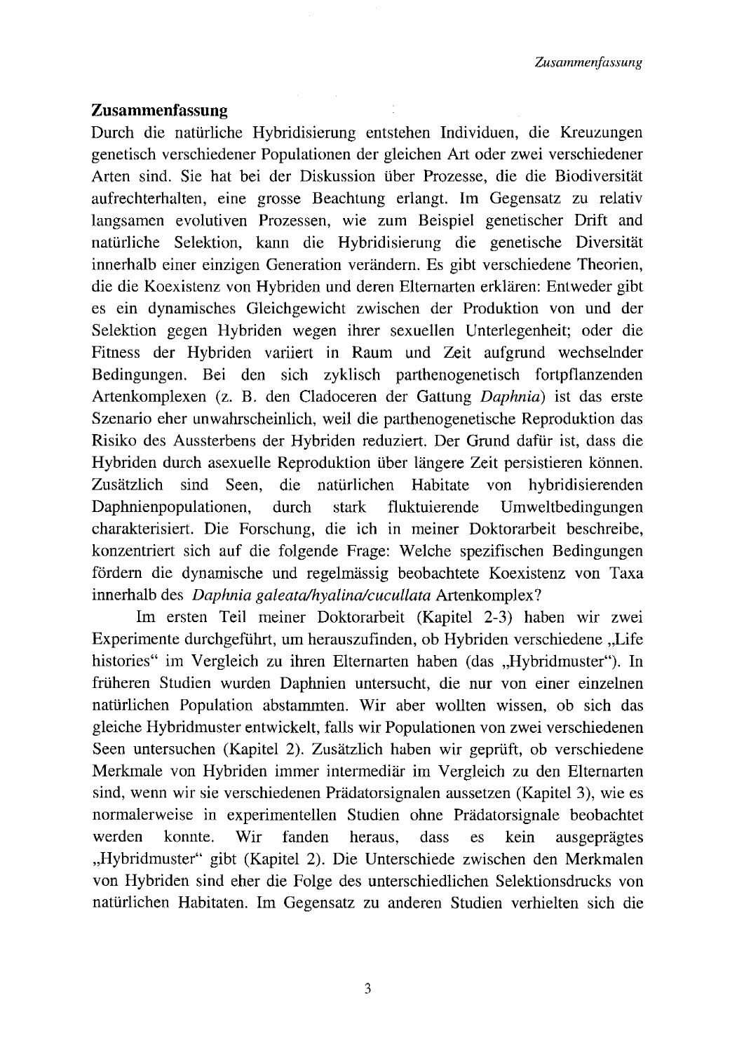## Zusammenfassung

Durch die natürliche Hybridisierung entstehen Individuen, die Kreuzungen genetisch verschiedener Populationen der gleichen Art oder zwei verschiedener Arten sind. Sie hat bei der Diskussion über Prozesse, die die Biodiversität aufrechterhalten, eine grosse Beachtung erlangt. Im Gegensatz zu relativ langsamen evolutiven Prozessen, wie zum Beispiel genetischer Drift and natürliche Selektion, kann die Hybridisierung die genetische Diversität innerhalb einer einzigen Generation verändern. Es gibt verschiedene Theorien, die die Koexistenz von Hybriden und deren Elternarten erklären: Entweder gibt es ein dynamisches Gleichgewicht zwischen der Produktion von und der Selektion gegen Hybriden wegen ihrer sexuellen Unterlegenheit; oder die Fitness der Hybriden variiert in Raum und Zeit aufgrund wechselnder Bedingungen. Bei den sich zyklisch parthenogenetisch fortpflanzenden Artenkomplexen (z. B. den Cladoceren der Gattung *Daphnia*) ist das erste Szenario eher unwahrscheinlich, weil die parthenogenetische Reproduktion das Risiko des Aussterbens der Hybriden reduziert. Der Grund dafür ist, dass die Hybriden durch asexuelle Reproduktion über längere Zeit persistieren können. Zusätzlich sind Seen, die natürlichen Habitate von hybridisierenden Daphnienpopulationen, durch stark fluktuierende Umweltbedingungen charakterisiert. Die Forschung, die ich in meiner Doktorarbeit beschreibe, konzentriert sich auf die folgende Frage: Welche spezifischen Bedingungen fördern die dynamische und regelmässig beobachtete Koexistenz von Taxa innerhalb des *Daphnia galeata/hyalina/cucullata* Artenkomplex?

Im ersten Teil meiner Doktorarbeit (Kapitel 2-3) haben wir zwei Experimente durchgeführt, um herauszufinden, ob Hybriden verschiedene „Life histories" im Vergleich zu ihren Elternarten haben (das „Hybridmuster"). In früheren Studien wurden Daphnien untersucht, die nur von einer einzelnen natürlichen Population abstammten. Wir aber wollten wissen, ob sich das gleiche Hybridmuster entwickelt, falls wir Populationen von zwei verschiedenen Seen untersuchen (Kapitel 2). Zusätzlich haben wir geprüft, ob verschiedene Merkmale von Hybriden immer intermediär im Vergleich zu den Elternarten sind, wenn wir sie verschiedenen Prädatorsignalen aussetzen (Kapitel 3), wie es normalerweise in experimentellen Studien ohne Prädatorsignale beobachtet werden konnte. Wir fanden heraus, dass es kein ausgeprägtes „Hybridmuster" gibt (Kapitel 2). Die Unterschiede zwischen den Merkmalen von Hybriden sind eher die Folge des unterschiedlichen Selektionsdrucks von natürlichen Habitaten. Im Gegensatz zu anderen Studien verhielten sich die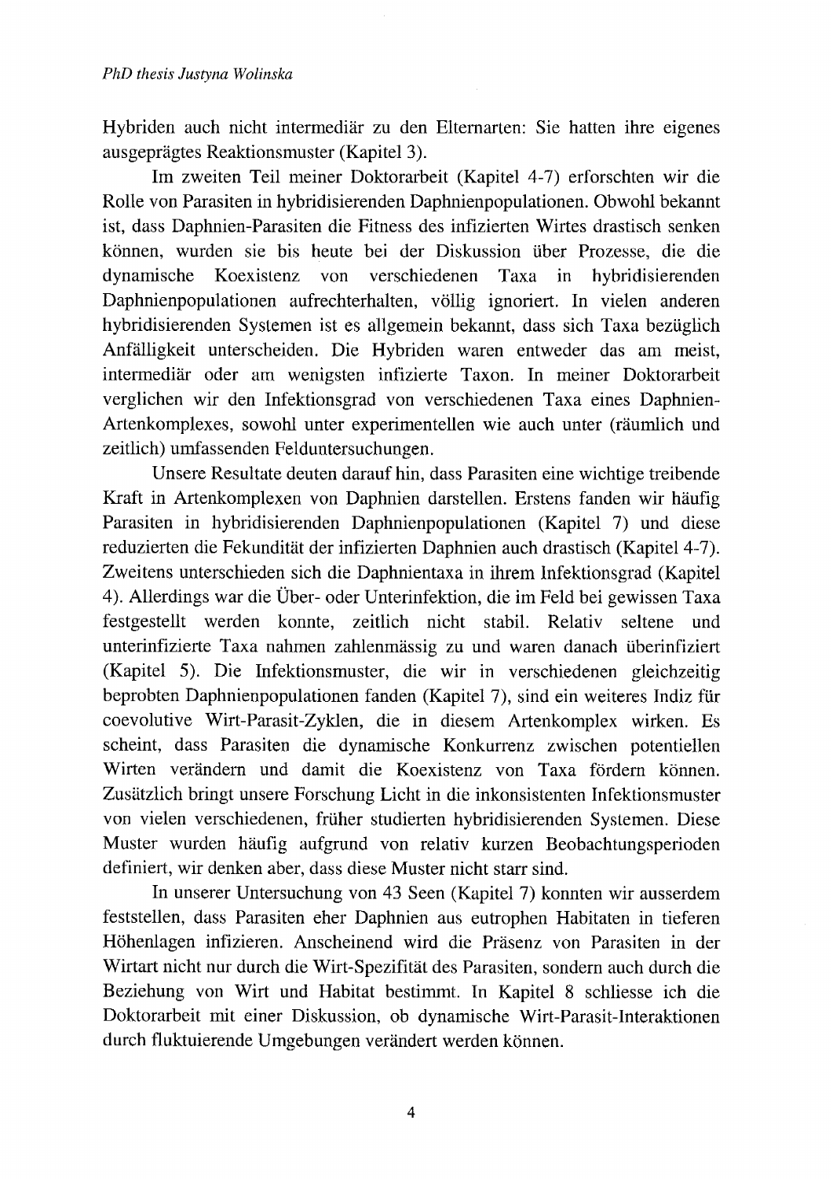Hybriden auch nicht intermediär zu den Elternarten: Sie hatten ihre eigenes ausgeprägtes Reaktionsmuster (Kapitel 3).

Im zweiten Teil meiner Doktorarbeit (Kapitel 4-7) erforschten wir die Rolle von Parasiten in hybridisierenden Daphnienpopulationen. Obwohl bekannt ist, dass Daphnien-Parasiten die Fitness des infizierten Wirtes drastisch senken können, wurden sie bis heute bei der Diskussion über Prozesse, die die dynamische Koexistenz von verschiedenen Taxa in hybridisierenden Daphnienpopulationen aufrechterhalten, völlig ignoriert. In vielen anderen hybridisierenden Systemen ist es allgemein bekannt, dass sich Taxa bezüglich Anfälligkeit unterscheiden. Die Hybriden waren entweder das am meist, intermediär oder am wenigsten infizierte Taxon. In meiner Doktorarbeit verglichen wir den Infektionsgrad von verschiedenen Taxa eines Daphnien-Artenkomplexes, sowohl unter experimentellen wie auch unter (räumlich und zeitlich) umfassenden Felduntersuchungen.

Unsere Resultate deuten darauf hin, dass Parasiten eine wichtige treibende Kraft in Artenkomplexen von Daphnien darstellen. Erstens fanden wir häufig Parasiten in hybridisierenden Daphnienpopulationen (Kapitel 7) und diese reduzierten die Fekundität der infizierten Daphnien auch drastisch (Kapitel 4-7). Zweitens unterschieden sich die Daphnientaxa in ihrem Infektionsgrad (Kapitel 4). Allerdings war die Über- oder Unterinfektion, die im Feld bei gewissen Taxa festgestellt werden konnte, zeitlich nicht stabil. Relativ seltene und unterinfizierte Taxa nahmen zahlenmässig zu und waren danach überinfiziert (Kapitel 5). Die Infektionsmuster, die wir in verschiedenen gleichzeitig beprobten Daphnienpopulationen fanden (Kapitel 7), sind ein weiteres Indiz für coevolutive Wirt-Parasit-Zyklen, die in diesem Artenkomplex wirken. Es scheint, dass Parasiten die dynamische Konkurrenz zwischen potentiellen Wirten verändern und damit die Koexistenz von Taxa fördern können. Zusätzlich bringt unsere Forschung Licht in die inkonsistenten Infektionsmuster von vielen verschiedenen, früher studierten hybridisierenden Systemen. Diese Muster wurden häufig aufgrund von relativ kurzen Beobachtungsperioden definiert, wir denken aber, dass diese Muster nicht starr sind.

In unserer Untersuchung von 43 Seen (Kapitel 7) konnten wir ausserdem feststellen, dass Parasiten eher Daphnien aus eutrophen Habitaten in tieferen Höhenlagen infizieren. Anscheinend wird die Präsenz von Parasiten in der Wirtart nicht nur durch die Wirt-Spezifität des Parasiten, sondern auch durch die Beziehung von Wirt und Habitat bestimmt. In Kapitel 8 schliesse ich die Doktorarbeit mit einer Diskussion, ob dynamische Wirt-Parasit-Interaktionen durch fluktuierende Umgebungen verändert werden können.